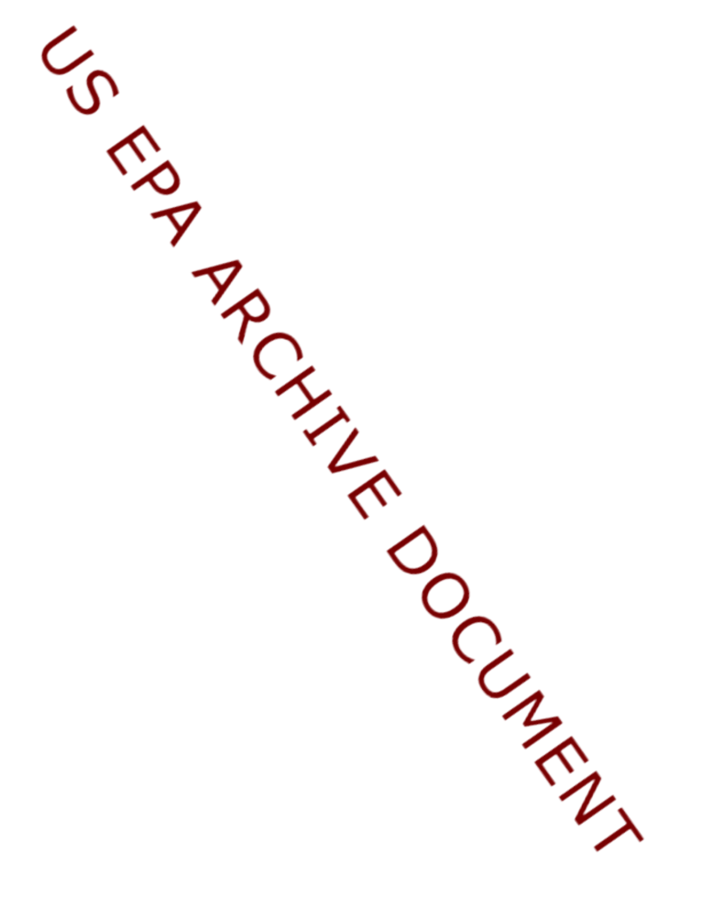US EPA ARCHIVE DOCUMENT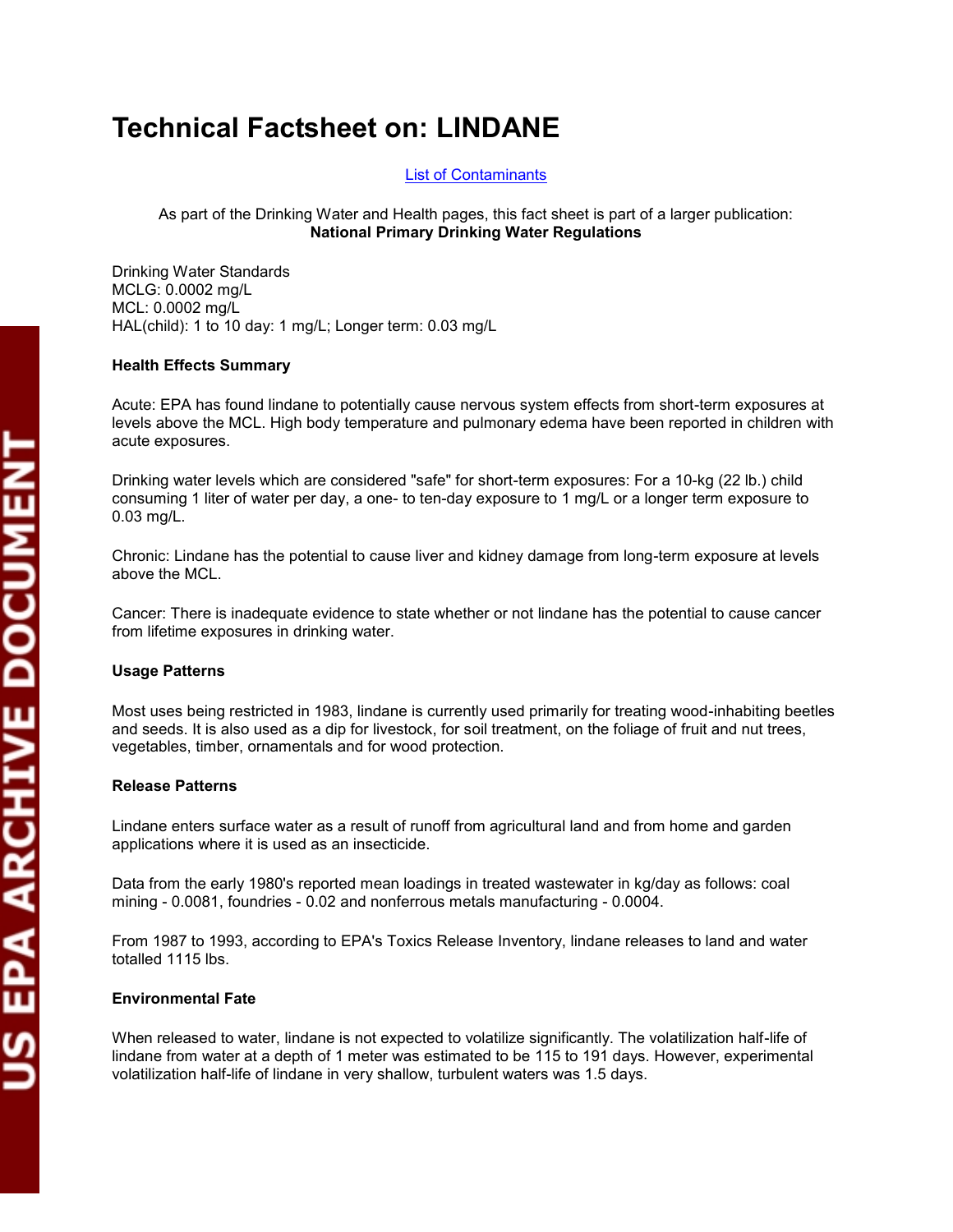# Technical Factsheet on: LINDANE

List of Contaminants

As part of the Drinking Water and Health pages, this fact sheet is part of a larger publication:
**National Primary Drinking Water Regulations**

Drinking Water Standards
MCLG: 0.0002 mg/L
MCL: 0.0002 mg/L
HAL(child): 1 to 10 day: 1 mg/L; Longer term: 0.03 mg/L

**Health Effects Summary**

Acute: EPA has found lindane to potentially cause nervous system effects from short-term exposures at levels above the MCL. High body temperature and pulmonary edema have been reported in children with acute exposures.

Drinking water levels which are considered "safe" for short-term exposures: For a 10-kg (22 lb.) child consuming 1 liter of water per day, a one- to ten-day exposure to 1 mg/L or a longer term exposure to 0.03 mg/L.

Chronic: Lindane has the potential to cause liver and kidney damage from long-term exposure at levels above the MCL.

Cancer: There is inadequate evidence to state whether or not lindane has the potential to cause cancer from lifetime exposures in drinking water.

**Usage Patterns**

Most uses being restricted in 1983, lindane is currently used primarily for treating wood-inhabiting beetles and seeds. It is also used as a dip for livestock, for soil treatment, on the foliage of fruit and nut trees, vegetables, timber, ornamentals and for wood protection.

**Release Patterns**

Lindane enters surface water as a result of runoff from agricultural land and from home and garden applications where it is used as an insecticide.

Data from the early 1980's reported mean loadings in treated wastewater in kg/day as follows: coal mining - 0.0081, foundries - 0.02 and nonferrous metals manufacturing - 0.0004.

From 1987 to 1993, according to EPA's Toxics Release Inventory, lindane releases to land and water totalled 1115 lbs.

**Environmental Fate**

When released to water, lindane is not expected to volatilize significantly. The volatilization half-life of lindane from water at a depth of 1 meter was estimated to be 115 to 191 days. However, experimental volatilization half-life of lindane in very shallow, turbulent waters was 1.5 days.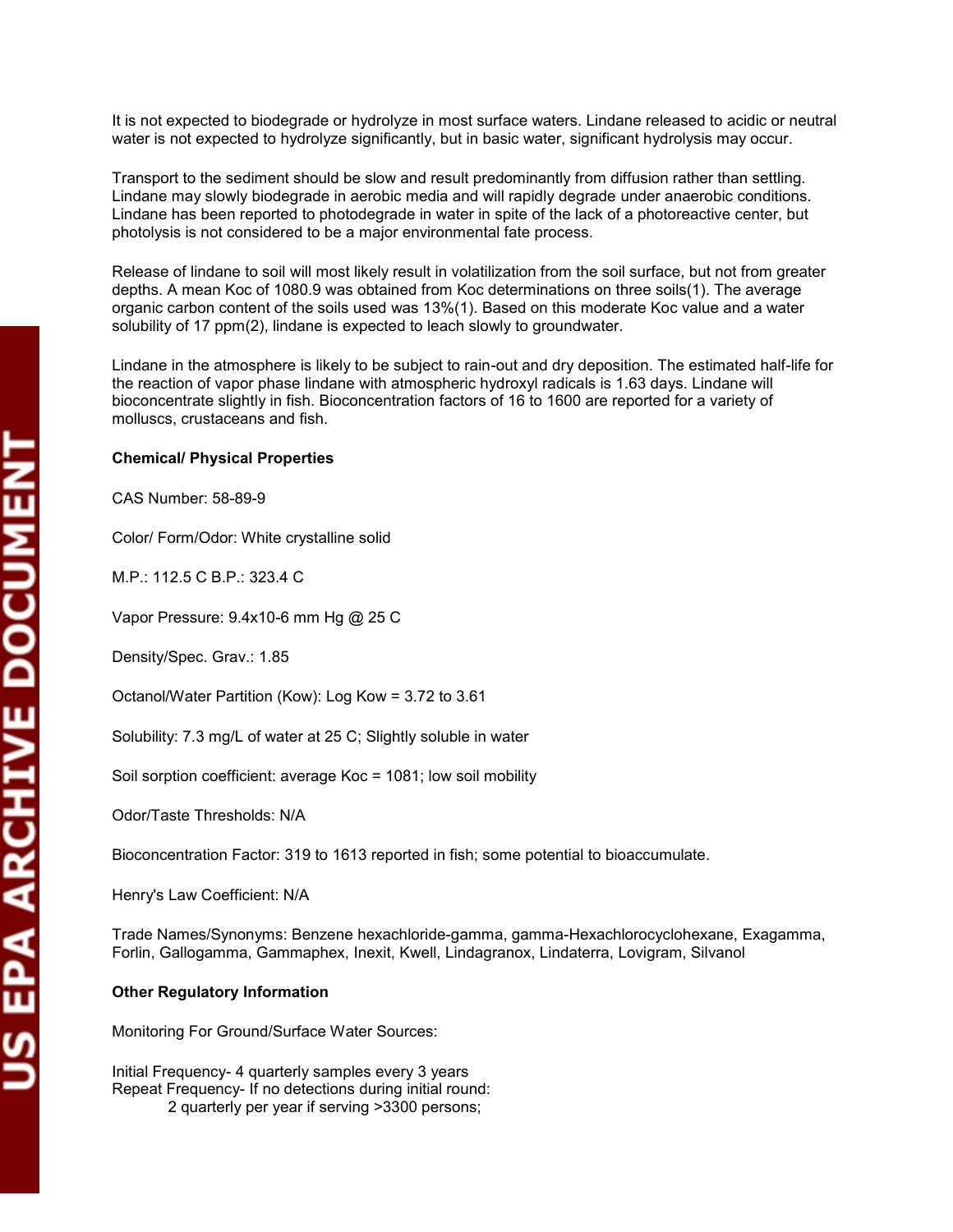It is not expected to biodegrade or hydrolyze in most surface waters. Lindane released to acidic or neutral water is not expected to hydrolyze significantly, but in basic water, significant hydrolysis may occur.

Transport to the sediment should be slow and result predominantly from diffusion rather than settling. Lindane may slowly biodegrade in aerobic media and will rapidly degrade under anaerobic conditions. Lindane has been reported to photodegrade in water in spite of the lack of a photoreactive center, but photolysis is not considered to be a major environmental fate process.

Release of lindane to soil will most likely result in volatilization from the soil surface, but not from greater depths. A mean Koc of 1080.9 was obtained from Koc determinations on three soils(1). The average organic carbon content of the soils used was 13%(1). Based on this moderate Koc value and a water solubility of 17 ppm(2), lindane is expected to leach slowly to groundwater.

Lindane in the atmosphere is likely to be subject to rain-out and dry deposition. The estimated half-life for the reaction of vapor phase lindane with atmospheric hydroxyl radicals is 1.63 days. Lindane will bioconcentrate slightly in fish. Bioconcentration factors of 16 to 1600 are reported for a variety of molluscs, crustaceans and fish.

**Chemical/ Physical Properties**

CAS Number: 58-89-9

Color/ Form/Odor: White crystalline solid

M.P.: 112.5 C B.P.: 323.4 C

Vapor Pressure: $9.4 \times 10^{-6}$ mm Hg @ 25 C

Density/Spec. Grav.: 1.85

Octanol/Water Partition (Kow): Log Kow = 3.72 to 3.61

Solubility: 7.3 mg/L of water at 25 C; Slightly soluble in water

Soil sorption coefficient: average Koc = 1081; low soil mobility

Odor/Taste Thresholds: N/A

Bioconcentration Factor: 319 to 1613 reported in fish; some potential to bioaccumulate.

Henry's Law Coefficient: N/A

Trade Names/Synonyms: Benzene hexachloride-gamma, gamma-Hexachlorocyclohexane, Exagamma, Forlin, Gallogamma, Gammaphex, Inexit, Kwell, Lindagranox, Lindaterra, Lovigram, Silvanol

**Other Regulatory Information**

Monitoring For Ground/Surface Water Sources:

Initial Frequency- 4 quarterly samples every 3 years
Repeat Frequency- If no detections during initial round:
    2 quarterly per year if serving >3300 persons;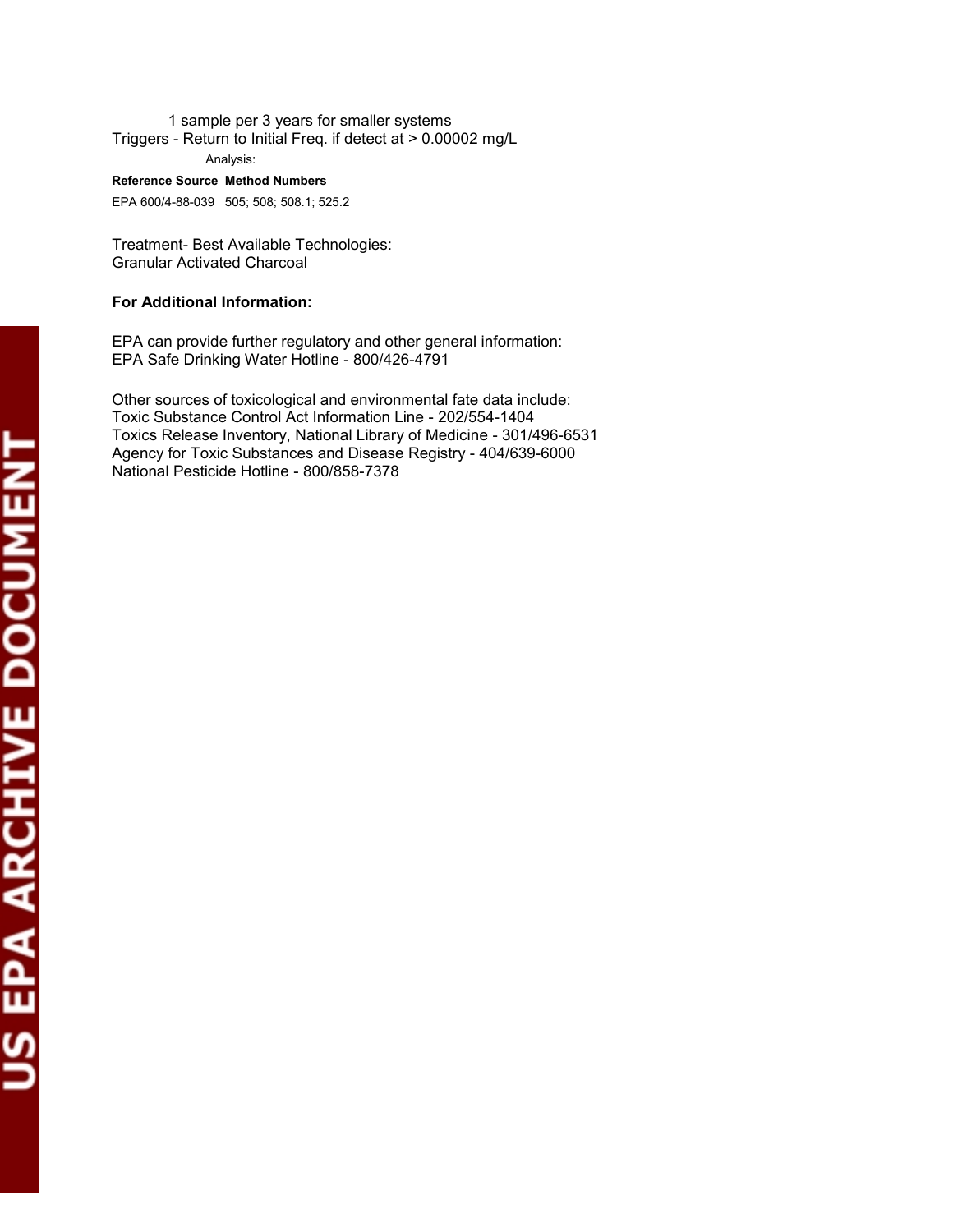1 sample per 3 years for smaller systems

Triggers - Return to Initial Freq. if detect at > 0.00002 mg/L

Analysis:

| Reference Source | Method Numbers |
| --- | --- |
| EPA 600/4-88-039 | 505; 508; 508.1; 525.2 |

Treatment- Best Available Technologies:
Granular Activated Charcoal

**For Additional Information:**

EPA can provide further regulatory and other general information:
EPA Safe Drinking Water Hotline - 800/426-4791

Other sources of toxicological and environmental fate data include:
Toxic Substance Control Act Information Line - 202/554-1404
Toxics Release Inventory, National Library of Medicine - 301/496-6531
Agency for Toxic Substances and Disease Registry - 404/639-6000
National Pesticide Hotline - 800/858-7378